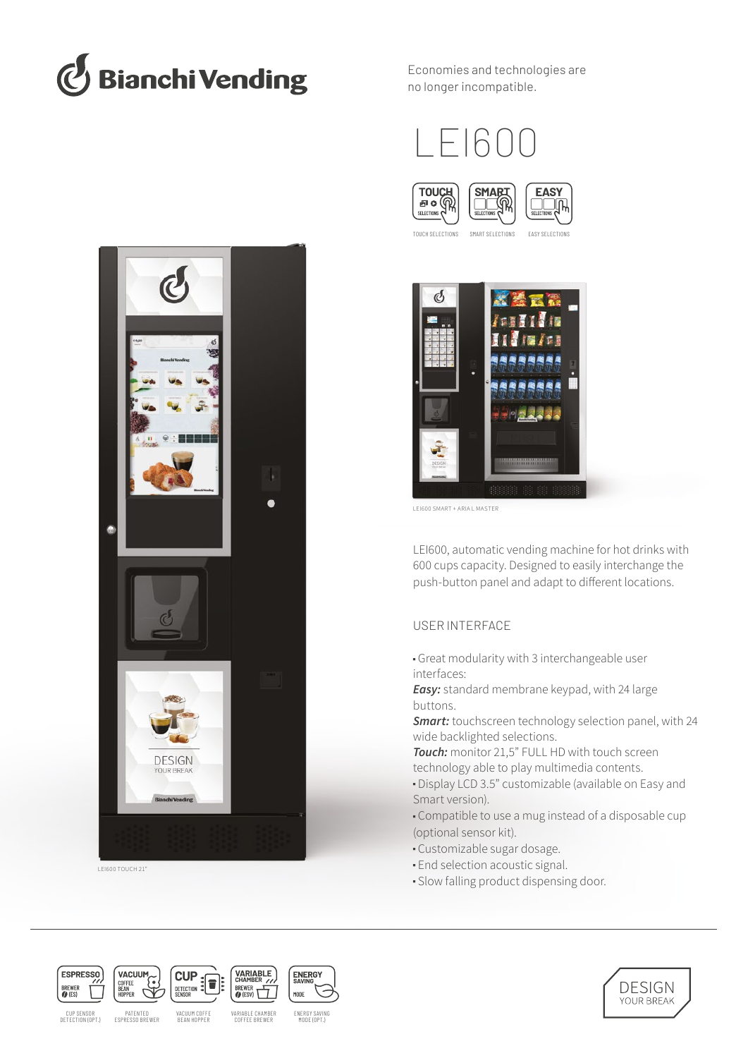Bianchi Vending

Economies and technologies are no longer incompatible.

# LEI600

TOUCH SELECTIONS · SMART SELECTIONS · EASY SELECTIONS

LEI600 SMART + ARIA L MASTER

LEI600 TOUCH 21"

LEI600, automatic vending machine for hot drinks with 600 cups capacity. Designed to easily interchange the push-button panel and adapt to different locations.

## USER INTERFACE

- Great modularity with 3 interchangeable user interfaces:
  ***Easy:*** standard membrane keypad, with 24 large buttons.
  ***Smart:*** touchscreen technology selection panel, with 24 wide backlighted selections.
  ***Touch:*** monitor 21,5" FULL HD with touch screen technology able to play multimedia contents.
- Display LCD 3.5" customizable (available on Easy and Smart version).
- Compatible to use a mug instead of a disposable cup (optional sensor kit).
- Customizable sugar dosage.
- End selection acoustic signal.
- Slow falling product dispensing door.

---

CUP SENSOR DETECTION (OPT.) · PATENTED ESPRESSO BREWER · VACUUM COFFE BEAN HOPPER · VARIABLE CHAMBER COFFEE BREWER · ENERGY SAVING MODE (OPT.)

DESIGN YOUR BREAK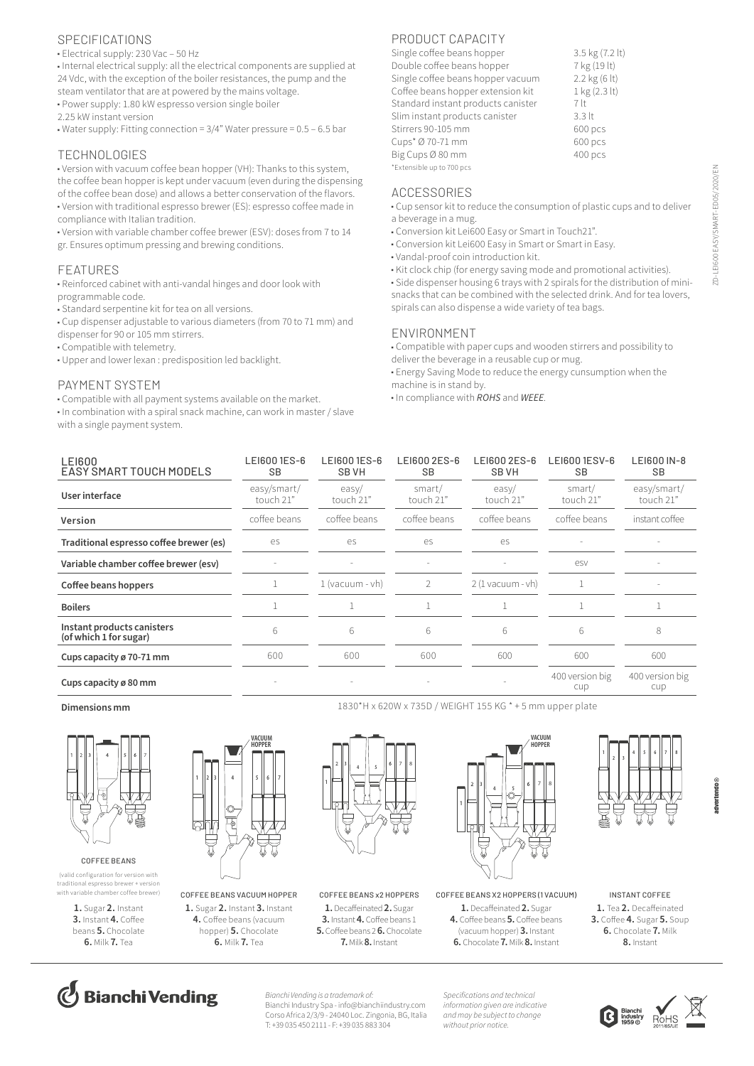## SPECIFICATIONS

- Electrical supply: 230 Vac – 50 Hz
- Internal electrical supply: all the electrical components are supplied at 24 Vdc, with the exception of the boiler resistances, the pump and the steam ventilator that are at powered by the mains voltage.
- Power supply: 1.80 kW espresso version single boiler
2.25 kW instant version
- Water supply: Fitting connection = 3/4" Water pressure = 0.5 – 6.5 bar

## TECHNOLOGIES

- Version with vacuum coffee bean hopper (VH): Thanks to this system, the coffee bean hopper is kept under vacuum (even during the dispensing of the coffee bean dose) and allows a better conservation of the flavors.
- Version with traditional espresso brewer (ES): espresso coffee made in compliance with Italian tradition.
- Version with variable chamber coffee brewer (ESV): doses from 7 to 14 gr. Ensures optimum pressing and brewing conditions.

## FEATURES

- Reinforced cabinet with anti-vandal hinges and door look with programmable code.
- Standard serpentine kit for tea on all versions.
- Cup dispenser adjustable to various diameters (from 70 to 71 mm) and dispenser for 90 or 105 mm stirrers.
- Compatible with telemetry.
- Upper and lower lexan : predisposition led backlight.

## PAYMENT SYSTEM

- Compatible with all payment systems available on the market.
- In combination with a spiral snack machine, can work in master / slave with a single payment system.

## PRODUCT CAPACITY

| | |
|---|---|
| Single coffee beans hopper | 3.5 kg (7.2 lt) |
| Double coffee beans hopper | 7 kg (19 lt) |
| Single coffee beans hopper vacuum | 2.2 kg (6 lt) |
| Coffee beans hopper extension kit | 1 kg (2.3 lt) |
| Standard instant products canister | 7 lt |
| Slim instant products canister | 3.3 lt |
| Stirrers 90-105 mm | 600 pcs |
| Cups* Ø 70-71 mm | 600 pcs |
| Big Cups Ø 80 mm | 400 pcs |

*Extensible up to 700 pcs

## ACCESSORIES

- Cup sensor kit to reduce the consumption of plastic cups and to deliver a beverage in a mug.
- Conversion kit Lei600 Easy or Smart in Touch21".
- Conversion kit Lei600 Easy in Smart or Smart in Easy.
- Vandal-proof coin introduction kit.
- Kit clock chip (for energy saving mode and promotional activities).
- Side dispenser housing 6 trays with 2 spirals for the distribution of mini-snacks that can be combined with the selected drink. And for tea lovers, spirals can also dispense a wide variety of tea bags.

## ENVIRONMENT

- Compatible with paper cups and wooden stirrers and possibility to deliver the beverage in a reusable cup or mug.
- Energy Saving Mode to reduce the energy cunsumption when the machine is in stand by.
- In compliance with *ROHS* and *WEEE*.

| LEI600 EASY SMART TOUCH MODELS | LEI600 1ES-6 SB | LEI600 1ES-6 SB VH | LEI600 2ES-6 SB | LEI600 2ES-6 SB VH | LEI600 1ESV-6 SB | LEI600 IN-8 SB |
|---|---|---|---|---|---|---|
| **User interface** | easy/smart/ touch 21" | easy/ touch 21" | smart/ touch 21" | easy/ touch 21" | smart/ touch 21" | easy/smart/ touch 21" |
| **Version** | coffee beans | coffee beans | coffee beans | coffee beans | coffee beans | instant coffee |
| **Traditional espresso coffee brewer (es)** | es | es | es | es | - | - |
| **Variable chamber coffee brewer (esv)** | - | - | - | - | esv | - |
| **Coffee beans hoppers** | 1 | 1 (vacuum - vh) | 2 | 2 (1 vacuum - vh) | 1 | - |
| **Boilers** | 1 | 1 | 1 | 1 | 1 | 1 |
| **Instant products canisters (of which 1 for sugar)** | 6 | 6 | 6 | 6 | 6 | 8 |
| **Cups capacity ø 70-71 mm** | 600 | 600 | 600 | 600 | 600 | 600 |
| **Cups capacity ø 80 mm** | - | - | - | - | 400 version big cup | 400 version big cup |

**Dimensions mm** 1830*H x 620W x 735D / WEIGHT 155 KG * + 5 mm upper plate

COFFEE BEANS

(valid configuration for version with traditional espresso brewer + version with variable chamber coffee brewer)

**1.** Sugar **2.** Instant **3.** Instant **4.** Coffee beans **5.** Chocolate **6.** Milk **7.** Tea

VACUUM HOPPER

COFFEE BEANS VACUUM HOPPER

**1.** Sugar **2.** Instant **3.** Instant **4.** Coffee beans (vacuum hopper) **5.** Chocolate **6.** Milk **7.** Tea

COFFEE BEANS x2 HOPPERS

**1.** Decaffeinated **2.** Sugar **3.** Instant **4.** Coffee beans 1 **5.** Coffee beans 2 **6.** Chocolate **7.** Milk **8.** Instant

VACUUM HOPPER

COFFEE BEANS X2 HOPPERS (1 VACUUM)

**1.** Decaffeinated **2.** Sugar **4.** Coffee beans **5.** Coffee beans (vacuum hopper) **3.** Instant **6.** Chocolate **7.** Milk **8.** Instant

INSTANT COFFEE

**1.** Tea **2.** Decaffeinated **3.** Coffee **4.** Sugar **5.** Soup **6.** Chocolate **7.** Milk **8.** Instant

Bianchi Vending

*Bianchi Vending is a trademark of:*
Bianchi Industry Spa - info@bianchiindustry.com
Corso Africa 2/3/9 - 24040 Loc. Zingonia, BG, Italia
T: +39 035 450 2111 - F: +39 035 883 304

*Specifications and technical information given are indicative and may be subject to change without prior notice.*

ZD-LEI600 EASY/SMART-ED05/2020/EN